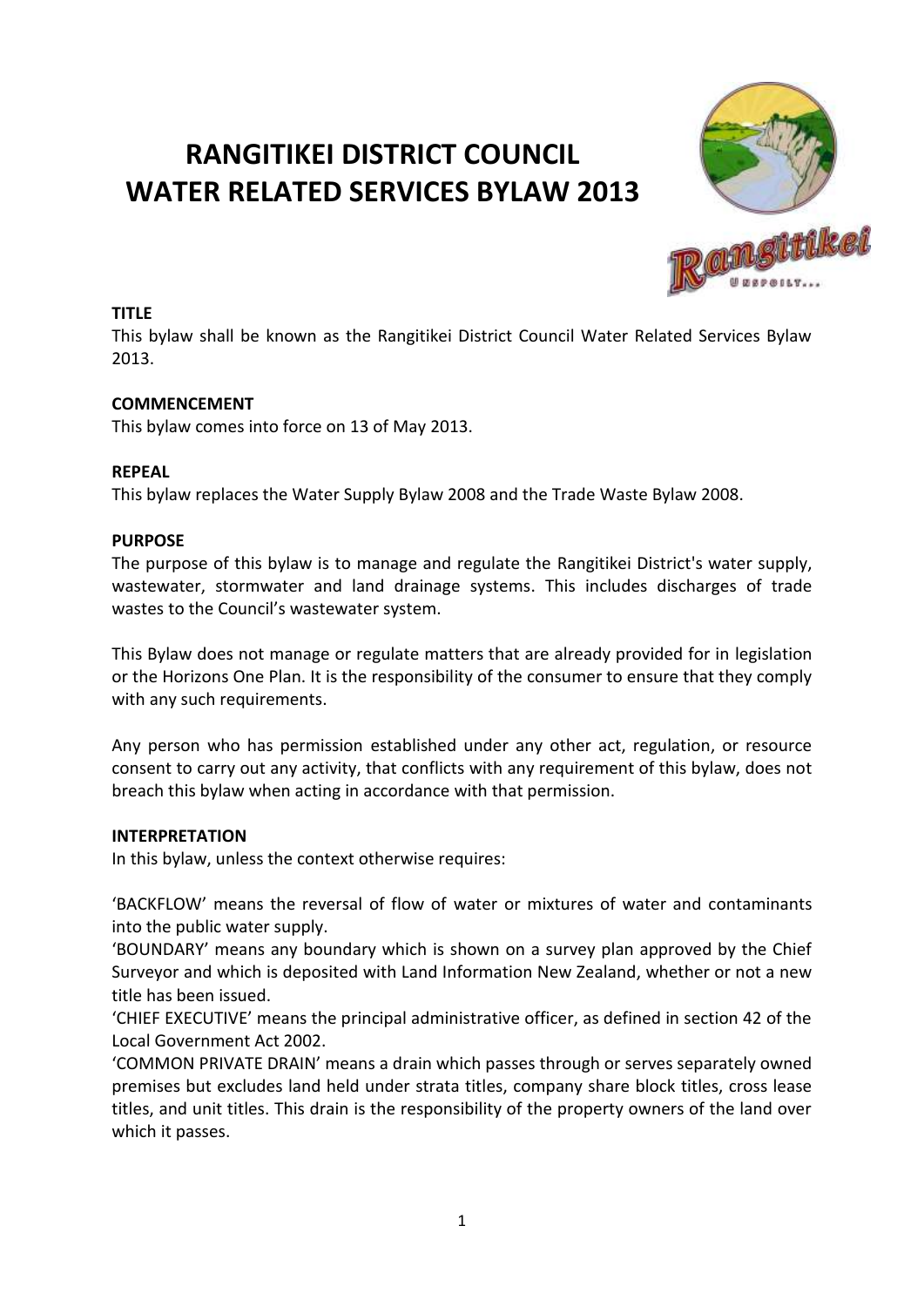# RANGITIKEI DISTRICT COUNCIL WATER RELATED SERVICES BYLAW 2013

**TITLE**

This bylaw shall be known as the Rangitikei District Council Water Related Services Bylaw 2013.

**COMMENCEMENT**

This bylaw comes into force on 13 of May 2013.

**REPEAL**

This bylaw replaces the Water Supply Bylaw 2008 and the Trade Waste Bylaw 2008.

**PURPOSE**

The purpose of this bylaw is to manage and regulate the Rangitikei District's water supply, wastewater, stormwater and land drainage systems. This includes discharges of trade wastes to the Council's wastewater system.

This Bylaw does not manage or regulate matters that are already provided for in legislation or the Horizons One Plan. It is the responsibility of the consumer to ensure that they comply with any such requirements.

Any person who has permission established under any other act, regulation, or resource consent to carry out any activity, that conflicts with any requirement of this bylaw, does not breach this bylaw when acting in accordance with that permission.

**INTERPRETATION**

In this bylaw, unless the context otherwise requires:

'BACKFLOW' means the reversal of flow of water or mixtures of water and contaminants into the public water supply.

'BOUNDARY' means any boundary which is shown on a survey plan approved by the Chief Surveyor and which is deposited with Land Information New Zealand, whether or not a new title has been issued.

'CHIEF EXECUTIVE' means the principal administrative officer, as defined in section 42 of the Local Government Act 2002.

'COMMON PRIVATE DRAIN' means a drain which passes through or serves separately owned premises but excludes land held under strata titles, company share block titles, cross lease titles, and unit titles. This drain is the responsibility of the property owners of the land over which it passes.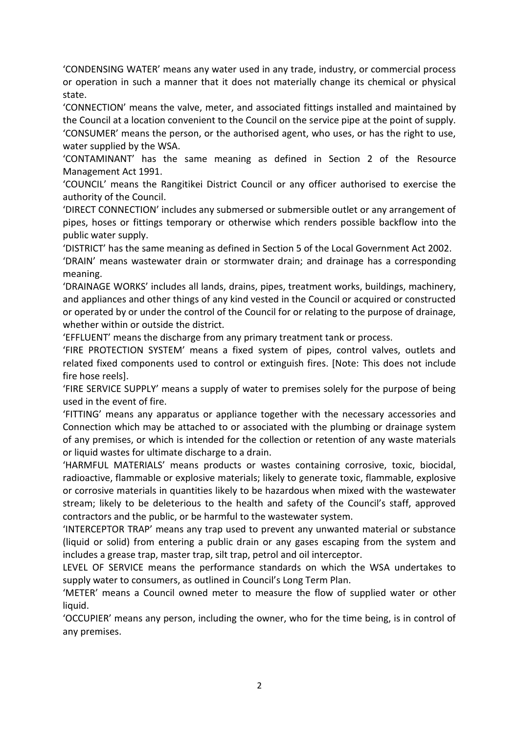'CONDENSING WATER' means any water used in any trade, industry, or commercial process or operation in such a manner that it does not materially change its chemical or physical state.

'CONNECTION' means the valve, meter, and associated fittings installed and maintained by the Council at a location convenient to the Council on the service pipe at the point of supply.

'CONSUMER' means the person, or the authorised agent, who uses, or has the right to use, water supplied by the WSA.

'CONTAMINANT' has the same meaning as defined in Section 2 of the Resource Management Act 1991.

'COUNCIL' means the Rangitikei District Council or any officer authorised to exercise the authority of the Council.

'DIRECT CONNECTION' includes any submersed or submersible outlet or any arrangement of pipes, hoses or fittings temporary or otherwise which renders possible backflow into the public water supply.

'DISTRICT' has the same meaning as defined in Section 5 of the Local Government Act 2002.

'DRAIN' means wastewater drain or stormwater drain; and drainage has a corresponding meaning.

'DRAINAGE WORKS' includes all lands, drains, pipes, treatment works, buildings, machinery, and appliances and other things of any kind vested in the Council or acquired or constructed or operated by or under the control of the Council for or relating to the purpose of drainage, whether within or outside the district.

'EFFLUENT' means the discharge from any primary treatment tank or process.

'FIRE PROTECTION SYSTEM' means a fixed system of pipes, control valves, outlets and related fixed components used to control or extinguish fires. [Note: This does not include fire hose reels].

'FIRE SERVICE SUPPLY' means a supply of water to premises solely for the purpose of being used in the event of fire.

'FITTING' means any apparatus or appliance together with the necessary accessories and Connection which may be attached to or associated with the plumbing or drainage system of any premises, or which is intended for the collection or retention of any waste materials or liquid wastes for ultimate discharge to a drain.

'HARMFUL MATERIALS' means products or wastes containing corrosive, toxic, biocidal, radioactive, flammable or explosive materials; likely to generate toxic, flammable, explosive or corrosive materials in quantities likely to be hazardous when mixed with the wastewater stream; likely to be deleterious to the health and safety of the Council's staff, approved contractors and the public, or be harmful to the wastewater system.

'INTERCEPTOR TRAP' means any trap used to prevent any unwanted material or substance (liquid or solid) from entering a public drain or any gases escaping from the system and includes a grease trap, master trap, silt trap, petrol and oil interceptor.

LEVEL OF SERVICE means the performance standards on which the WSA undertakes to supply water to consumers, as outlined in Council's Long Term Plan.

'METER' means a Council owned meter to measure the flow of supplied water or other liquid.

'OCCUPIER' means any person, including the owner, who for the time being, is in control of any premises.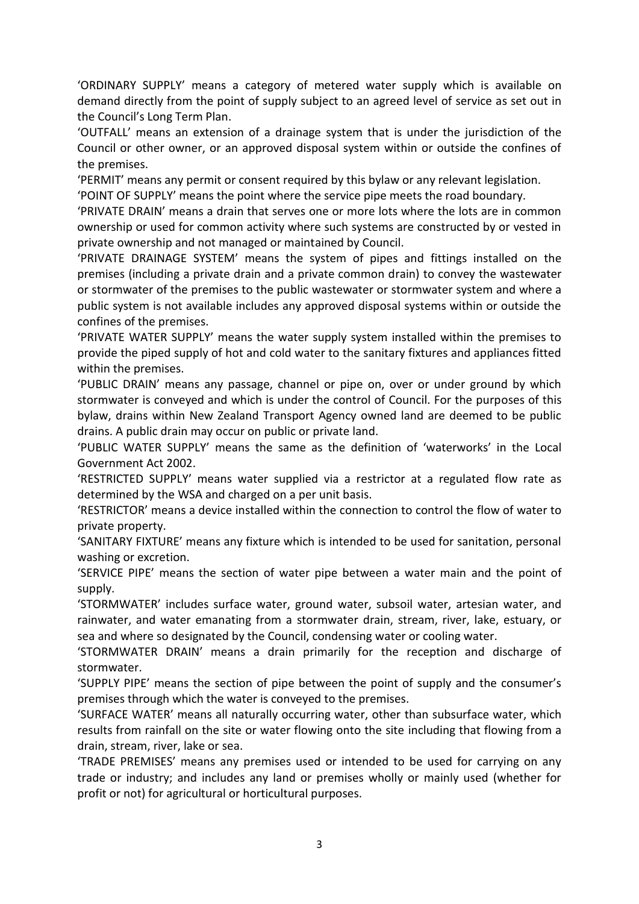'ORDINARY SUPPLY' means a category of metered water supply which is available on demand directly from the point of supply subject to an agreed level of service as set out in the Council's Long Term Plan.

'OUTFALL' means an extension of a drainage system that is under the jurisdiction of the Council or other owner, or an approved disposal system within or outside the confines of the premises.

'PERMIT' means any permit or consent required by this bylaw or any relevant legislation.

'POINT OF SUPPLY' means the point where the service pipe meets the road boundary.

'PRIVATE DRAIN' means a drain that serves one or more lots where the lots are in common ownership or used for common activity where such systems are constructed by or vested in private ownership and not managed or maintained by Council.

'PRIVATE DRAINAGE SYSTEM' means the system of pipes and fittings installed on the premises (including a private drain and a private common drain) to convey the wastewater or stormwater of the premises to the public wastewater or stormwater system and where a public system is not available includes any approved disposal systems within or outside the confines of the premises.

'PRIVATE WATER SUPPLY' means the water supply system installed within the premises to provide the piped supply of hot and cold water to the sanitary fixtures and appliances fitted within the premises.

'PUBLIC DRAIN' means any passage, channel or pipe on, over or under ground by which stormwater is conveyed and which is under the control of Council. For the purposes of this bylaw, drains within New Zealand Transport Agency owned land are deemed to be public drains. A public drain may occur on public or private land.

'PUBLIC WATER SUPPLY' means the same as the definition of 'waterworks' in the Local Government Act 2002.

'RESTRICTED SUPPLY' means water supplied via a restrictor at a regulated flow rate as determined by the WSA and charged on a per unit basis.

'RESTRICTOR' means a device installed within the connection to control the flow of water to private property.

'SANITARY FIXTURE' means any fixture which is intended to be used for sanitation, personal washing or excretion.

'SERVICE PIPE' means the section of water pipe between a water main and the point of supply.

'STORMWATER' includes surface water, ground water, subsoil water, artesian water, and rainwater, and water emanating from a stormwater drain, stream, river, lake, estuary, or sea and where so designated by the Council, condensing water or cooling water.

'STORMWATER DRAIN' means a drain primarily for the reception and discharge of stormwater.

'SUPPLY PIPE' means the section of pipe between the point of supply and the consumer's premises through which the water is conveyed to the premises.

'SURFACE WATER' means all naturally occurring water, other than subsurface water, which results from rainfall on the site or water flowing onto the site including that flowing from a drain, stream, river, lake or sea.

'TRADE PREMISES' means any premises used or intended to be used for carrying on any trade or industry; and includes any land or premises wholly or mainly used (whether for profit or not) for agricultural or horticultural purposes.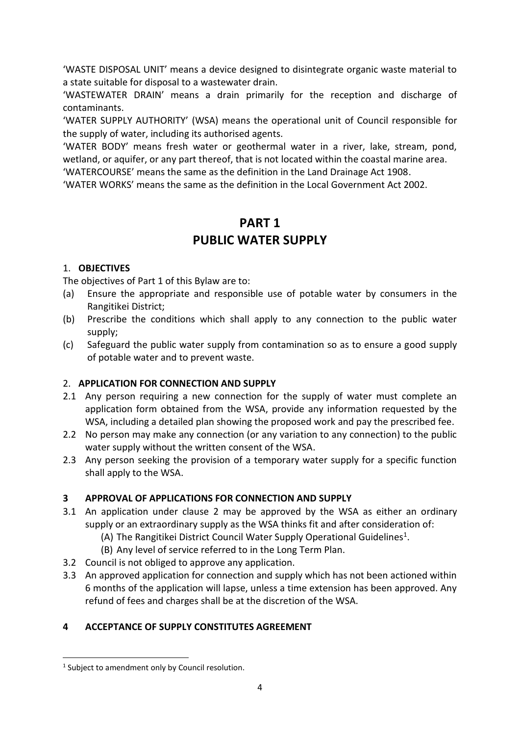'WASTE DISPOSAL UNIT' means a device designed to disintegrate organic waste material to a state suitable for disposal to a wastewater drain.

'WASTEWATER DRAIN' means a drain primarily for the reception and discharge of contaminants.

'WATER SUPPLY AUTHORITY' (WSA) means the operational unit of Council responsible for the supply of water, including its authorised agents.

'WATER BODY' means fresh water or geothermal water in a river, lake, stream, pond, wetland, or aquifer, or any part thereof, that is not located within the coastal marine area.

'WATERCOURSE' means the same as the definition in the Land Drainage Act 1908.

'WATER WORKS' means the same as the definition in the Local Government Act 2002.

# PART 1
# PUBLIC WATER SUPPLY

## 1. OBJECTIVES

The objectives of Part 1 of this Bylaw are to:

(a) Ensure the appropriate and responsible use of potable water by consumers in the Rangitikei District;

(b) Prescribe the conditions which shall apply to any connection to the public water supply;

(c) Safeguard the public water supply from contamination so as to ensure a good supply of potable water and to prevent waste.

## 2. APPLICATION FOR CONNECTION AND SUPPLY

2.1 Any person requiring a new connection for the supply of water must complete an application form obtained from the WSA, provide any information requested by the WSA, including a detailed plan showing the proposed work and pay the prescribed fee.

2.2 No person may make any connection (or any variation to any connection) to the public water supply without the written consent of the WSA.

2.3 Any person seeking the provision of a temporary water supply for a specific function shall apply to the WSA.

## 3 APPROVAL OF APPLICATIONS FOR CONNECTION AND SUPPLY

3.1 An application under clause 2 may be approved by the WSA as either an ordinary supply or an extraordinary supply as the WSA thinks fit and after consideration of:

(A) The Rangitikei District Council Water Supply Operational Guidelines[1].

(B) Any level of service referred to in the Long Term Plan.

3.2 Council is not obliged to approve any application.

3.3 An approved application for connection and supply which has not been actioned within 6 months of the application will lapse, unless a time extension has been approved. Any refund of fees and charges shall be at the discretion of the WSA.

## 4 ACCEPTANCE OF SUPPLY CONSTITUTES AGREEMENT

[1] Subject to amendment only by Council resolution.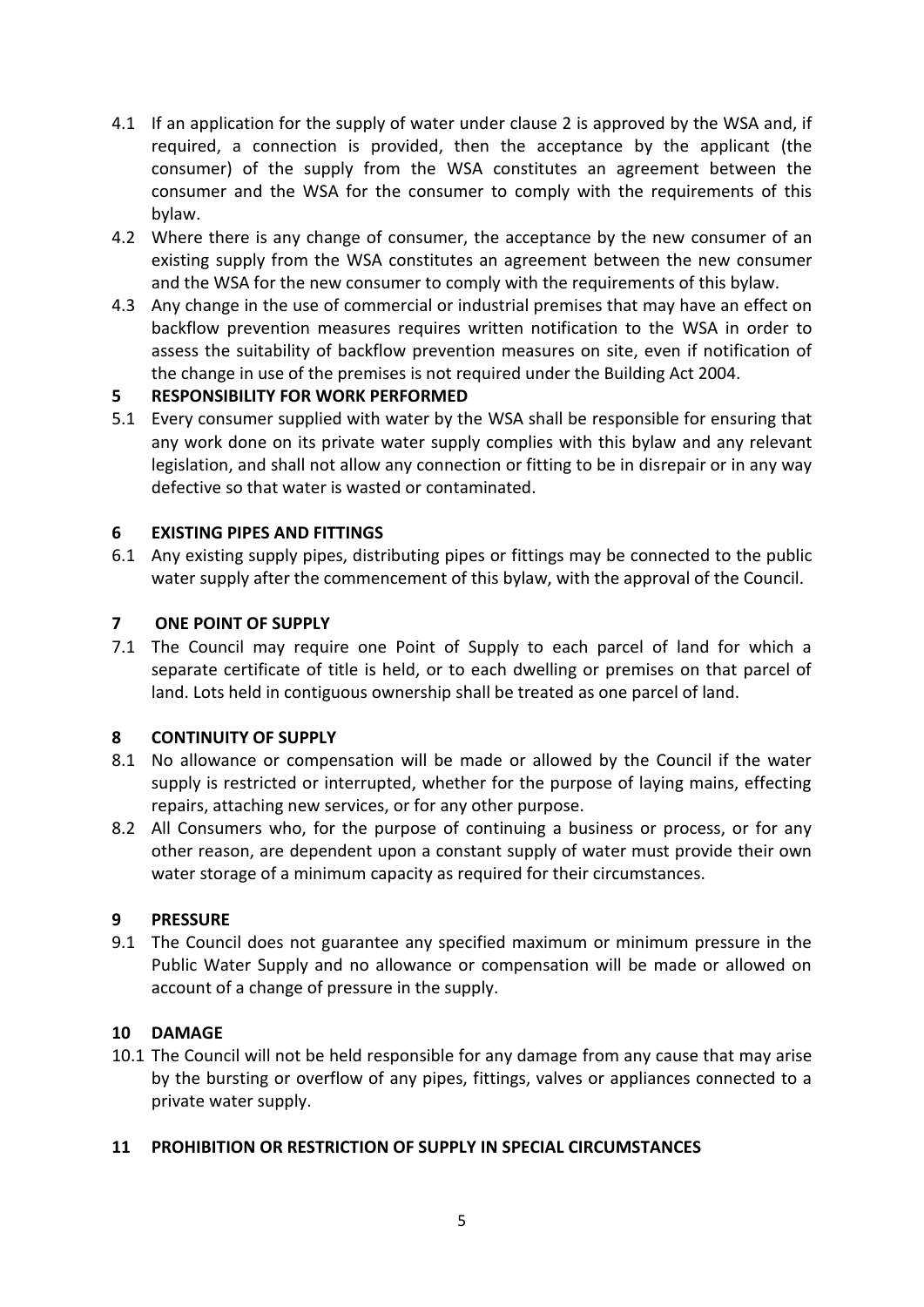4.1 If an application for the supply of water under clause 2 is approved by the WSA and, if required, a connection is provided, then the acceptance by the applicant (the consumer) of the supply from the WSA constitutes an agreement between the consumer and the WSA for the consumer to comply with the requirements of this bylaw.

4.2 Where there is any change of consumer, the acceptance by the new consumer of an existing supply from the WSA constitutes an agreement between the new consumer and the WSA for the new consumer to comply with the requirements of this bylaw.

4.3 Any change in the use of commercial or industrial premises that may have an effect on backflow prevention measures requires written notification to the WSA in order to assess the suitability of backflow prevention measures on site, even if notification of the change in use of the premises is not required under the Building Act 2004.

## 5 RESPONSIBILITY FOR WORK PERFORMED

5.1 Every consumer supplied with water by the WSA shall be responsible for ensuring that any work done on its private water supply complies with this bylaw and any relevant legislation, and shall not allow any connection or fitting to be in disrepair or in any way defective so that water is wasted or contaminated.

## 6 EXISTING PIPES AND FITTINGS

6.1 Any existing supply pipes, distributing pipes or fittings may be connected to the public water supply after the commencement of this bylaw, with the approval of the Council.

## 7 ONE POINT OF SUPPLY

7.1 The Council may require one Point of Supply to each parcel of land for which a separate certificate of title is held, or to each dwelling or premises on that parcel of land. Lots held in contiguous ownership shall be treated as one parcel of land.

## 8 CONTINUITY OF SUPPLY

8.1 No allowance or compensation will be made or allowed by the Council if the water supply is restricted or interrupted, whether for the purpose of laying mains, effecting repairs, attaching new services, or for any other purpose.

8.2 All Consumers who, for the purpose of continuing a business or process, or for any other reason, are dependent upon a constant supply of water must provide their own water storage of a minimum capacity as required for their circumstances.

## 9 PRESSURE

9.1 The Council does not guarantee any specified maximum or minimum pressure in the Public Water Supply and no allowance or compensation will be made or allowed on account of a change of pressure in the supply.

## 10 DAMAGE

10.1 The Council will not be held responsible for any damage from any cause that may arise by the bursting or overflow of any pipes, fittings, valves or appliances connected to a private water supply.

## 11 PROHIBITION OR RESTRICTION OF SUPPLY IN SPECIAL CIRCUMSTANCES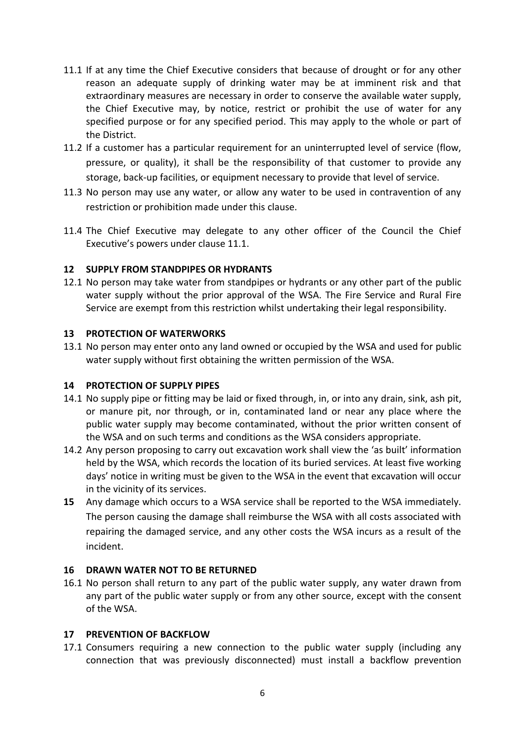11.1 If at any time the Chief Executive considers that because of drought or for any other reason an adequate supply of drinking water may be at imminent risk and that extraordinary measures are necessary in order to conserve the available water supply, the Chief Executive may, by notice, restrict or prohibit the use of water for any specified purpose or for any specified period. This may apply to the whole or part of the District.

11.2 If a customer has a particular requirement for an uninterrupted level of service (flow, pressure, or quality), it shall be the responsibility of that customer to provide any storage, back-up facilities, or equipment necessary to provide that level of service.

11.3 No person may use any water, or allow any water to be used in contravention of any restriction or prohibition made under this clause.

11.4 The Chief Executive may delegate to any other officer of the Council the Chief Executive's powers under clause 11.1.

## 12 SUPPLY FROM STANDPIPES OR HYDRANTS

12.1 No person may take water from standpipes or hydrants or any other part of the public water supply without the prior approval of the WSA. The Fire Service and Rural Fire Service are exempt from this restriction whilst undertaking their legal responsibility.

## 13 PROTECTION OF WATERWORKS

13.1 No person may enter onto any land owned or occupied by the WSA and used for public water supply without first obtaining the written permission of the WSA.

## 14 PROTECTION OF SUPPLY PIPES

14.1 No supply pipe or fitting may be laid or fixed through, in, or into any drain, sink, ash pit, or manure pit, nor through, or in, contaminated land or near any place where the public water supply may become contaminated, without the prior written consent of the WSA and on such terms and conditions as the WSA considers appropriate.

14.2 Any person proposing to carry out excavation work shall view the 'as built' information held by the WSA, which records the location of its buried services. At least five working days' notice in writing must be given to the WSA in the event that excavation will occur in the vicinity of its services.

**15** Any damage which occurs to a WSA service shall be reported to the WSA immediately. The person causing the damage shall reimburse the WSA with all costs associated with repairing the damaged service, and any other costs the WSA incurs as a result of the incident.

## 16 DRAWN WATER NOT TO BE RETURNED

16.1 No person shall return to any part of the public water supply, any water drawn from any part of the public water supply or from any other source, except with the consent of the WSA.

## 17 PREVENTION OF BACKFLOW

17.1 Consumers requiring a new connection to the public water supply (including any connection that was previously disconnected) must install a backflow prevention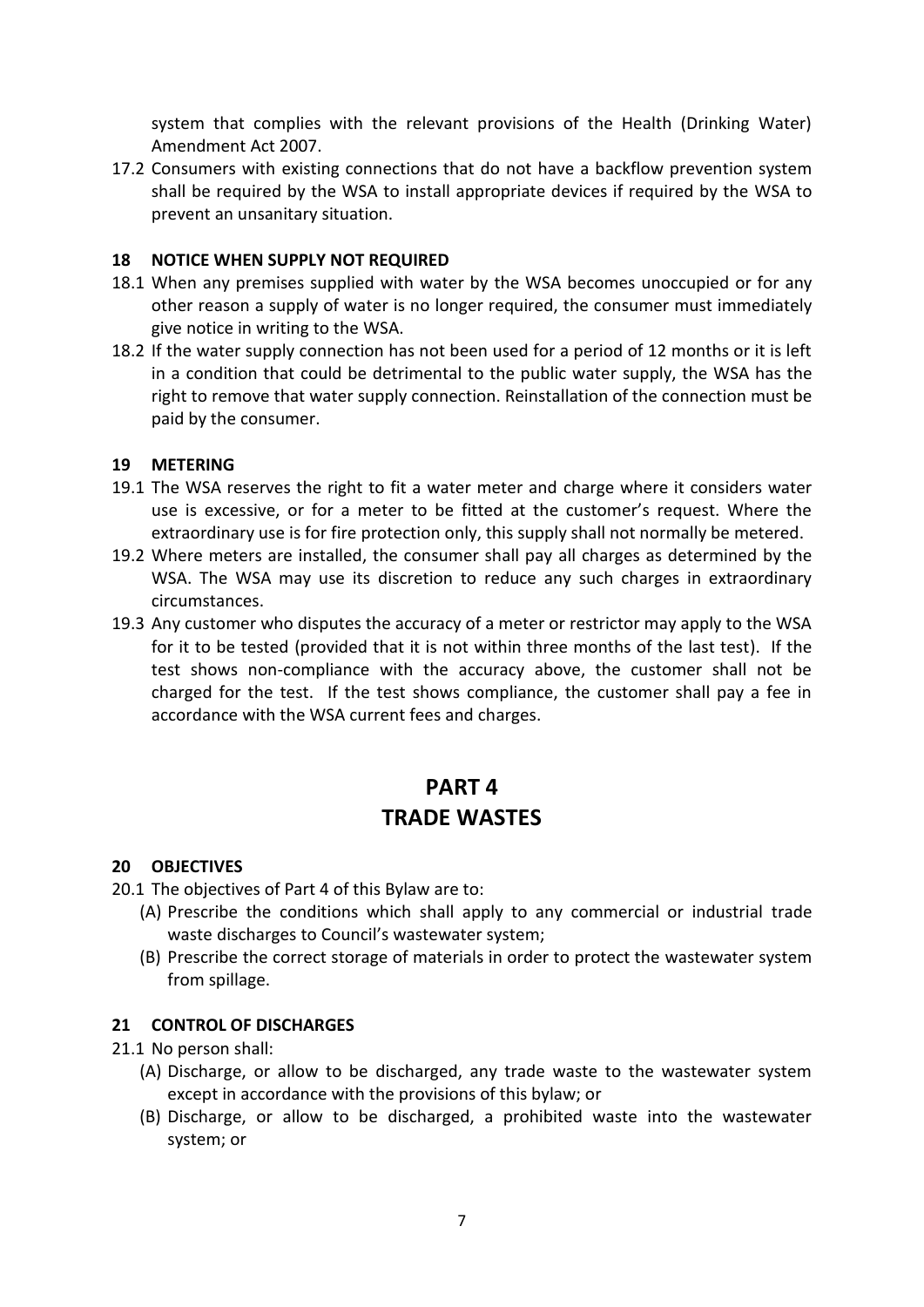system that complies with the relevant provisions of the Health (Drinking Water) Amendment Act 2007.

17.2 Consumers with existing connections that do not have a backflow prevention system shall be required by the WSA to install appropriate devices if required by the WSA to prevent an unsanitary situation.

### 18 NOTICE WHEN SUPPLY NOT REQUIRED

18.1 When any premises supplied with water by the WSA becomes unoccupied or for any other reason a supply of water is no longer required, the consumer must immediately give notice in writing to the WSA.

18.2 If the water supply connection has not been used for a period of 12 months or it is left in a condition that could be detrimental to the public water supply, the WSA has the right to remove that water supply connection. Reinstallation of the connection must be paid by the consumer.

### 19 METERING

19.1 The WSA reserves the right to fit a water meter and charge where it considers water use is excessive, or for a meter to be fitted at the customer's request. Where the extraordinary use is for fire protection only, this supply shall not normally be metered.

19.2 Where meters are installed, the consumer shall pay all charges as determined by the WSA. The WSA may use its discretion to reduce any such charges in extraordinary circumstances.

19.3 Any customer who disputes the accuracy of a meter or restrictor may apply to the WSA for it to be tested (provided that it is not within three months of the last test). If the test shows non-compliance with the accuracy above, the customer shall not be charged for the test. If the test shows compliance, the customer shall pay a fee in accordance with the WSA current fees and charges.

# PART 4
# TRADE WASTES

### 20 OBJECTIVES

20.1 The objectives of Part 4 of this Bylaw are to:

- (A) Prescribe the conditions which shall apply to any commercial or industrial trade waste discharges to Council's wastewater system;
- (B) Prescribe the correct storage of materials in order to protect the wastewater system from spillage.

### 21 CONTROL OF DISCHARGES

21.1 No person shall:

- (A) Discharge, or allow to be discharged, any trade waste to the wastewater system except in accordance with the provisions of this bylaw; or
- (B) Discharge, or allow to be discharged, a prohibited waste into the wastewater system; or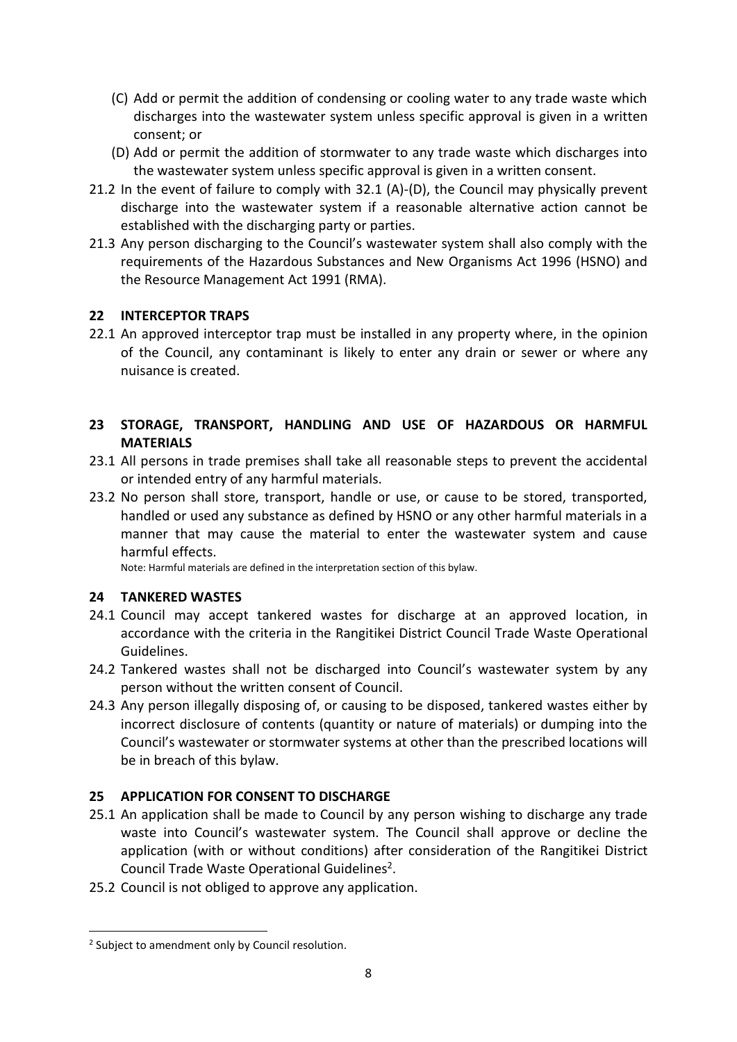(C) Add or permit the addition of condensing or cooling water to any trade waste which discharges into the wastewater system unless specific approval is given in a written consent; or

(D) Add or permit the addition of stormwater to any trade waste which discharges into the wastewater system unless specific approval is given in a written consent.

21.2 In the event of failure to comply with 32.1 (A)-(D), the Council may physically prevent discharge into the wastewater system if a reasonable alternative action cannot be established with the discharging party or parties.

21.3 Any person discharging to the Council's wastewater system shall also comply with the requirements of the Hazardous Substances and New Organisms Act 1996 (HSNO) and the Resource Management Act 1991 (RMA).

## 22 INTERCEPTOR TRAPS

22.1 An approved interceptor trap must be installed in any property where, in the opinion of the Council, any contaminant is likely to enter any drain or sewer or where any nuisance is created.

## 23 STORAGE, TRANSPORT, HANDLING AND USE OF HAZARDOUS OR HARMFUL MATERIALS

23.1 All persons in trade premises shall take all reasonable steps to prevent the accidental or intended entry of any harmful materials.

23.2 No person shall store, transport, handle or use, or cause to be stored, transported, handled or used any substance as defined by HSNO or any other harmful materials in a manner that may cause the material to enter the wastewater system and cause harmful effects.

Note: Harmful materials are defined in the interpretation section of this bylaw.

## 24 TANKERED WASTES

24.1 Council may accept tankered wastes for discharge at an approved location, in accordance with the criteria in the Rangitikei District Council Trade Waste Operational Guidelines.

24.2 Tankered wastes shall not be discharged into Council's wastewater system by any person without the written consent of Council.

24.3 Any person illegally disposing of, or causing to be disposed, tankered wastes either by incorrect disclosure of contents (quantity or nature of materials) or dumping into the Council's wastewater or stormwater systems at other than the prescribed locations will be in breach of this bylaw.

## 25 APPLICATION FOR CONSENT TO DISCHARGE

25.1 An application shall be made to Council by any person wishing to discharge any trade waste into Council's wastewater system. The Council shall approve or decline the application (with or without conditions) after consideration of the Rangitikei District Council Trade Waste Operational Guidelines[2].

25.2 Council is not obliged to approve any application.

[2] Subject to amendment only by Council resolution.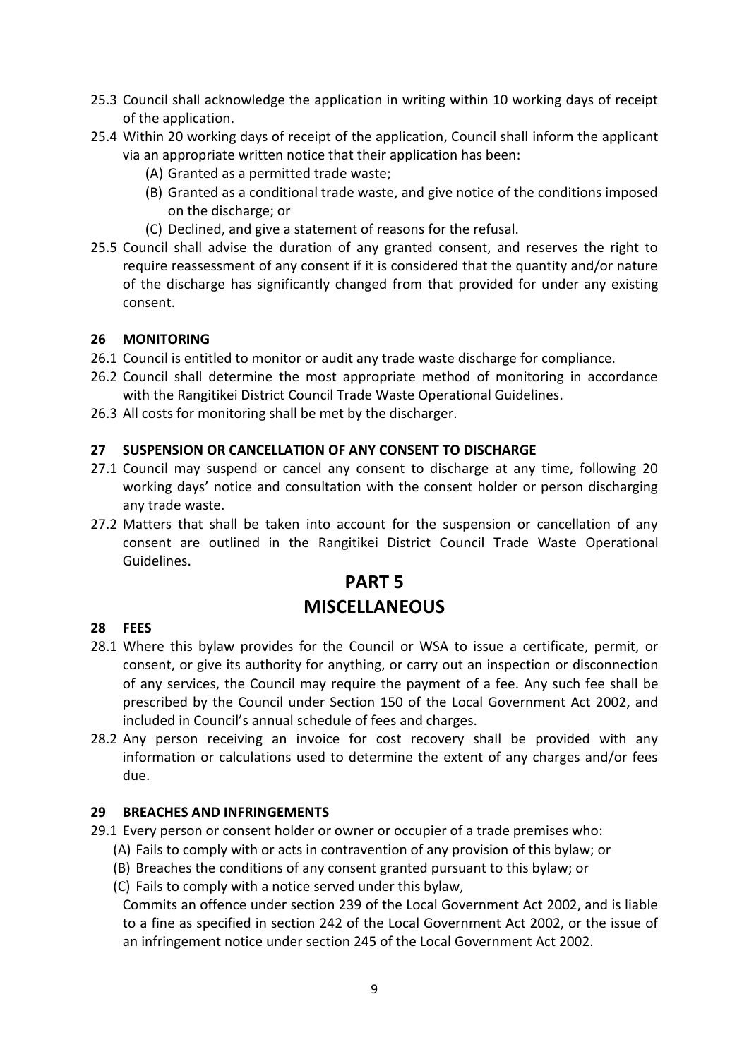25.3 Council shall acknowledge the application in writing within 10 working days of receipt of the application.

25.4 Within 20 working days of receipt of the application, Council shall inform the applicant via an appropriate written notice that their application has been:

- (A) Granted as a permitted trade waste;
- (B) Granted as a conditional trade waste, and give notice of the conditions imposed on the discharge; or
- (C) Declined, and give a statement of reasons for the refusal.

25.5 Council shall advise the duration of any granted consent, and reserves the right to require reassessment of any consent if it is considered that the quantity and/or nature of the discharge has significantly changed from that provided for under any existing consent.

### 26 MONITORING

26.1 Council is entitled to monitor or audit any trade waste discharge for compliance.

26.2 Council shall determine the most appropriate method of monitoring in accordance with the Rangitikei District Council Trade Waste Operational Guidelines.

26.3 All costs for monitoring shall be met by the discharger.

### 27 SUSPENSION OR CANCELLATION OF ANY CONSENT TO DISCHARGE

27.1 Council may suspend or cancel any consent to discharge at any time, following 20 working days' notice and consultation with the consent holder or person discharging any trade waste.

27.2 Matters that shall be taken into account for the suspension or cancellation of any consent are outlined in the Rangitikei District Council Trade Waste Operational Guidelines.

## PART 5
## MISCELLANEOUS

### 28 FEES

28.1 Where this bylaw provides for the Council or WSA to issue a certificate, permit, or consent, or give its authority for anything, or carry out an inspection or disconnection of any services, the Council may require the payment of a fee. Any such fee shall be prescribed by the Council under Section 150 of the Local Government Act 2002, and included in Council's annual schedule of fees and charges.

28.2 Any person receiving an invoice for cost recovery shall be provided with any information or calculations used to determine the extent of any charges and/or fees due.

### 29 BREACHES AND INFRINGEMENTS

29.1 Every person or consent holder or owner or occupier of a trade premises who:

- (A) Fails to comply with or acts in contravention of any provision of this bylaw; or
- (B) Breaches the conditions of any consent granted pursuant to this bylaw; or
- (C) Fails to comply with a notice served under this bylaw,

Commits an offence under section 239 of the Local Government Act 2002, and is liable to a fine as specified in section 242 of the Local Government Act 2002, or the issue of an infringement notice under section 245 of the Local Government Act 2002.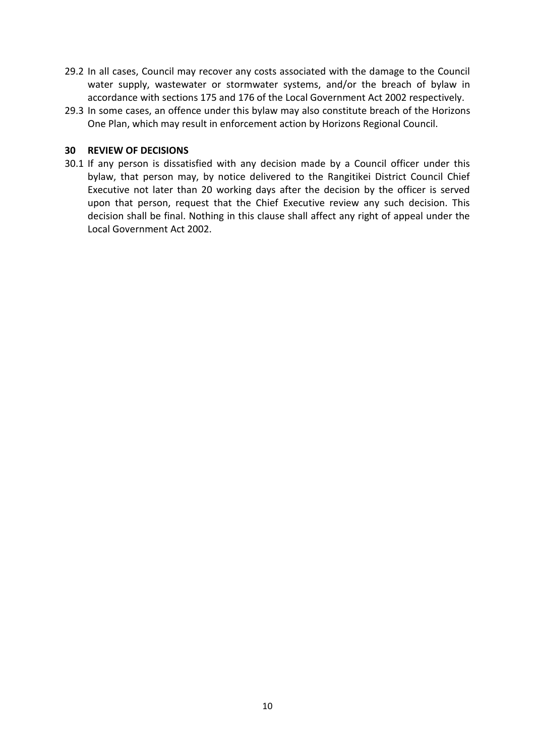29.2 In all cases, Council may recover any costs associated with the damage to the Council water supply, wastewater or stormwater systems, and/or the breach of bylaw in accordance with sections 175 and 176 of the Local Government Act 2002 respectively.

29.3 In some cases, an offence under this bylaw may also constitute breach of the Horizons One Plan, which may result in enforcement action by Horizons Regional Council.

## 30 REVIEW OF DECISIONS

30.1 If any person is dissatisfied with any decision made by a Council officer under this bylaw, that person may, by notice delivered to the Rangitikei District Council Chief Executive not later than 20 working days after the decision by the officer is served upon that person, request that the Chief Executive review any such decision. This decision shall be final. Nothing in this clause shall affect any right of appeal under the Local Government Act 2002.